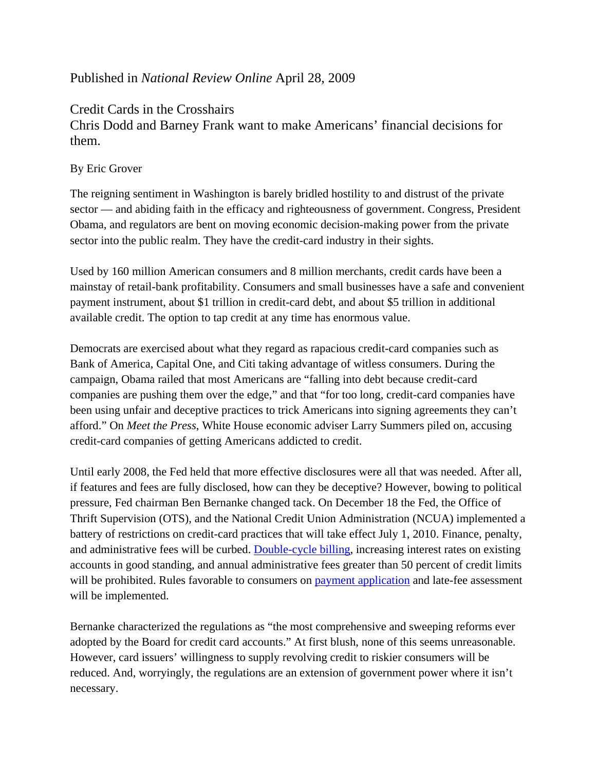Published in *National Review Online* April 28, 2009

# Credit Cards in the Crosshairs

## Chris Dodd and Barney Frank want to make Americans' financial decisions for them.

By Eric Grover

The reigning sentiment in Washington is barely bridled hostility to and distrust of the private sector — and abiding faith in the efficacy and righteousness of government. Congress, President Obama, and regulators are bent on moving economic decision-making power from the private sector into the public realm. They have the credit-card industry in their sights.

Used by 160 million American consumers and 8 million merchants, credit cards have been a mainstay of retail-bank profitability. Consumers and small businesses have a safe and convenient payment instrument, about $1 trillion in credit-card debt, and about $5 trillion in additional available credit. The option to tap credit at any time has enormous value.

Democrats are exercised about what they regard as rapacious credit-card companies such as Bank of America, Capital One, and Citi taking advantage of witless consumers. During the campaign, Obama railed that most Americans are "falling into debt because credit-card companies are pushing them over the edge," and that "for too long, credit-card companies have been using unfair and deceptive practices to trick Americans into signing agreements they can't afford." On *Meet the Press*, White House economic adviser Larry Summers piled on, accusing credit-card companies of getting Americans addicted to credit.

Until early 2008, the Fed held that more effective disclosures were all that was needed. After all, if features and fees are fully disclosed, how can they be deceptive? However, bowing to political pressure, Fed chairman Ben Bernanke changed tack. On December 18 the Fed, the Office of Thrift Supervision (OTS), and the National Credit Union Administration (NCUA) implemented a battery of restrictions on credit-card practices that will take effect July 1, 2010. Finance, penalty, and administrative fees will be curbed. Double-cycle billing, increasing interest rates on existing accounts in good standing, and annual administrative fees greater than 50 percent of credit limits will be prohibited. Rules favorable to consumers on payment application and late-fee assessment will be implemented.

Bernanke characterized the regulations as "the most comprehensive and sweeping reforms ever adopted by the Board for credit card accounts." At first blush, none of this seems unreasonable. However, card issuers' willingness to supply revolving credit to riskier consumers will be reduced. And, worryingly, the regulations are an extension of government power where it isn't necessary.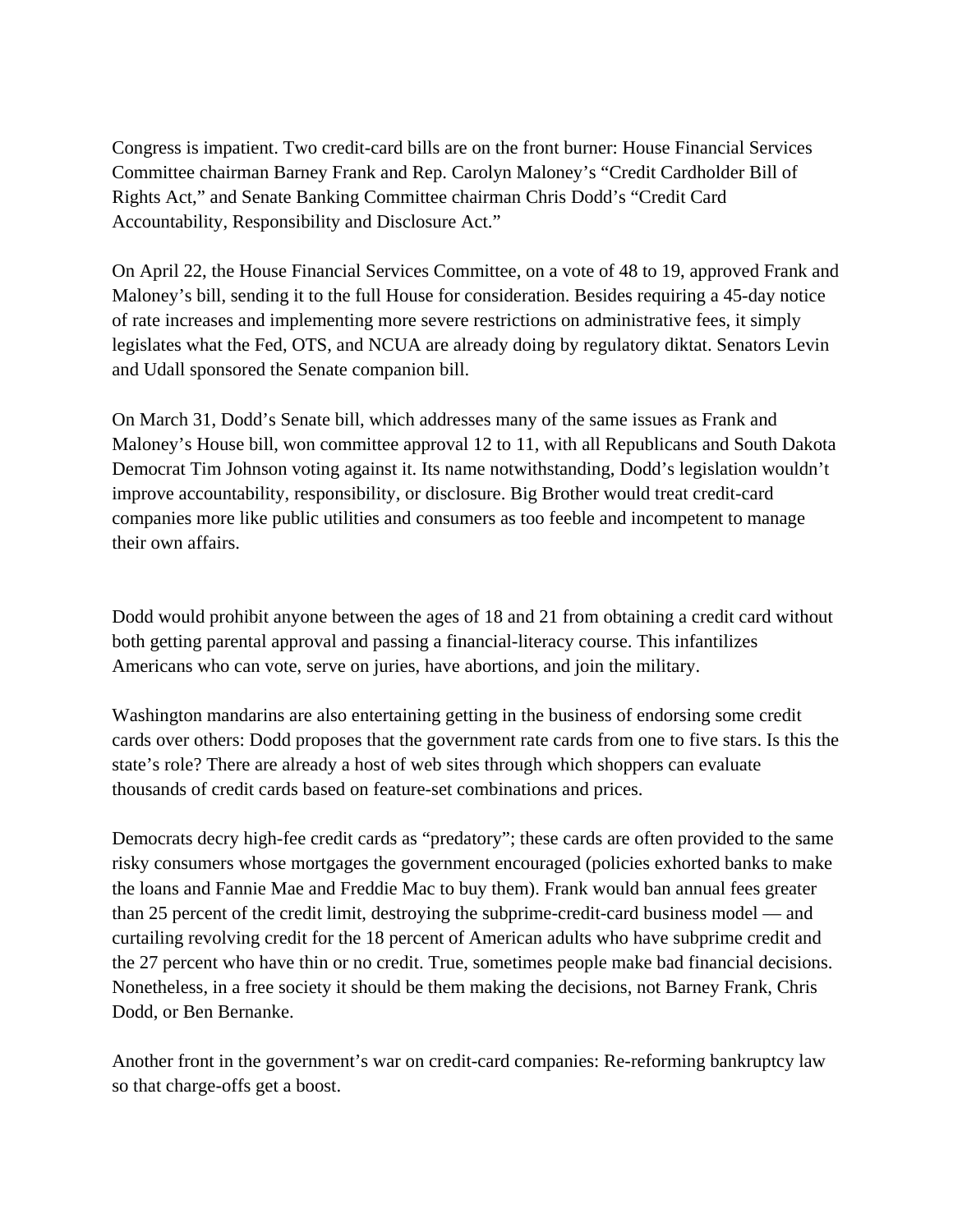Congress is impatient. Two credit-card bills are on the front burner: House Financial Services Committee chairman Barney Frank and Rep. Carolyn Maloney's "Credit Cardholder Bill of Rights Act," and Senate Banking Committee chairman Chris Dodd's "Credit Card Accountability, Responsibility and Disclosure Act."

On April 22, the House Financial Services Committee, on a vote of 48 to 19, approved Frank and Maloney's bill, sending it to the full House for consideration. Besides requiring a 45-day notice of rate increases and implementing more severe restrictions on administrative fees, it simply legislates what the Fed, OTS, and NCUA are already doing by regulatory diktat. Senators Levin and Udall sponsored the Senate companion bill.

On March 31, Dodd's Senate bill, which addresses many of the same issues as Frank and Maloney's House bill, won committee approval 12 to 11, with all Republicans and South Dakota Democrat Tim Johnson voting against it. Its name notwithstanding, Dodd's legislation wouldn't improve accountability, responsibility, or disclosure. Big Brother would treat credit-card companies more like public utilities and consumers as too feeble and incompetent to manage their own affairs.

Dodd would prohibit anyone between the ages of 18 and 21 from obtaining a credit card without both getting parental approval and passing a financial-literacy course. This infantilizes Americans who can vote, serve on juries, have abortions, and join the military.

Washington mandarins are also entertaining getting in the business of endorsing some credit cards over others: Dodd proposes that the government rate cards from one to five stars. Is this the state's role? There are already a host of web sites through which shoppers can evaluate thousands of credit cards based on feature-set combinations and prices.

Democrats decry high-fee credit cards as "predatory"; these cards are often provided to the same risky consumers whose mortgages the government encouraged (policies exhorted banks to make the loans and Fannie Mae and Freddie Mac to buy them). Frank would ban annual fees greater than 25 percent of the credit limit, destroying the subprime-credit-card business model — and curtailing revolving credit for the 18 percent of American adults who have subprime credit and the 27 percent who have thin or no credit. True, sometimes people make bad financial decisions. Nonetheless, in a free society it should be them making the decisions, not Barney Frank, Chris Dodd, or Ben Bernanke.

Another front in the government's war on credit-card companies: Re-reforming bankruptcy law so that charge-offs get a boost.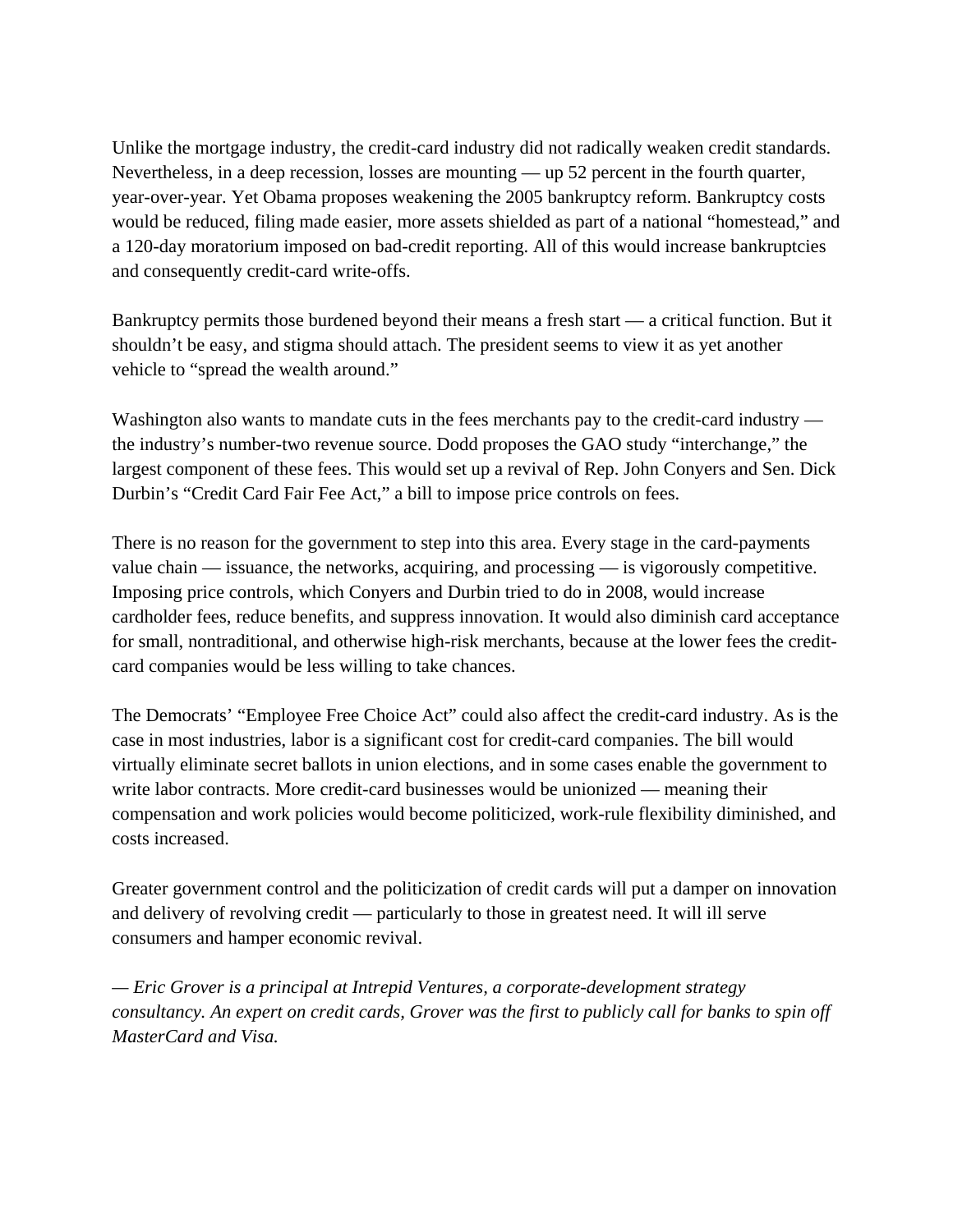Unlike the mortgage industry, the credit-card industry did not radically weaken credit standards. Nevertheless, in a deep recession, losses are mounting — up 52 percent in the fourth quarter, year-over-year. Yet Obama proposes weakening the 2005 bankruptcy reform. Bankruptcy costs would be reduced, filing made easier, more assets shielded as part of a national "homestead," and a 120-day moratorium imposed on bad-credit reporting. All of this would increase bankruptcies and consequently credit-card write-offs.

Bankruptcy permits those burdened beyond their means a fresh start — a critical function. But it shouldn't be easy, and stigma should attach. The president seems to view it as yet another vehicle to "spread the wealth around."

Washington also wants to mandate cuts in the fees merchants pay to the credit-card industry — the industry's number-two revenue source. Dodd proposes the GAO study "interchange," the largest component of these fees. This would set up a revival of Rep. John Conyers and Sen. Dick Durbin's "Credit Card Fair Fee Act," a bill to impose price controls on fees.

There is no reason for the government to step into this area. Every stage in the card-payments value chain — issuance, the networks, acquiring, and processing — is vigorously competitive. Imposing price controls, which Conyers and Durbin tried to do in 2008, would increase cardholder fees, reduce benefits, and suppress innovation. It would also diminish card acceptance for small, nontraditional, and otherwise high-risk merchants, because at the lower fees the credit-card companies would be less willing to take chances.

The Democrats' "Employee Free Choice Act" could also affect the credit-card industry. As is the case in most industries, labor is a significant cost for credit-card companies. The bill would virtually eliminate secret ballots in union elections, and in some cases enable the government to write labor contracts. More credit-card businesses would be unionized — meaning their compensation and work policies would become politicized, work-rule flexibility diminished, and costs increased.

Greater government control and the politicization of credit cards will put a damper on innovation and delivery of revolving credit — particularly to those in greatest need. It will ill serve consumers and hamper economic revival.

*— Eric Grover is a principal at Intrepid Ventures, a corporate-development strategy consultancy. An expert on credit cards, Grover was the first to publicly call for banks to spin off MasterCard and Visa.*